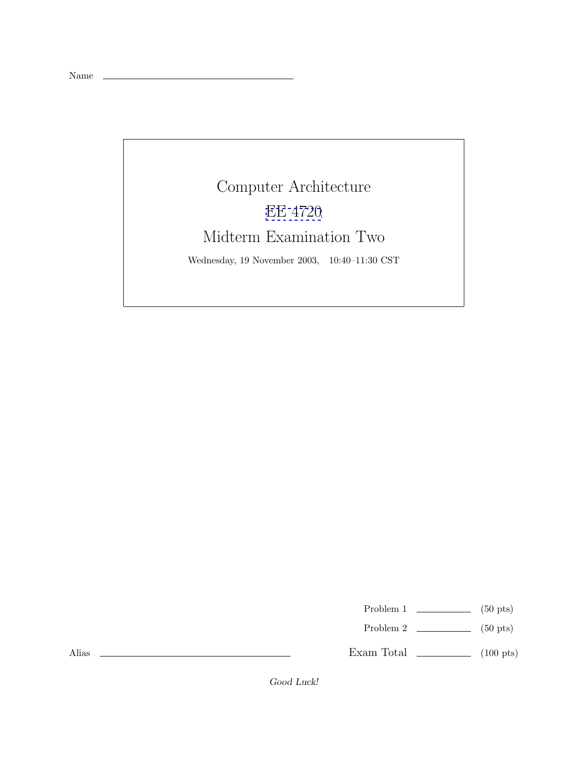Name ______________________________

# Computer Architecture

## EE 4720

## Midterm Examination Two

Wednesday, 19 November 2003, 10:40–11:30 CST

| | | |
|---|---|---|
| Problem 1 | ________ | (50 pts) |
| Problem 2 | ________ | (50 pts) |
| Exam Total | ________ | (100 pts) |

Alias ______________________________

*Good Luck!*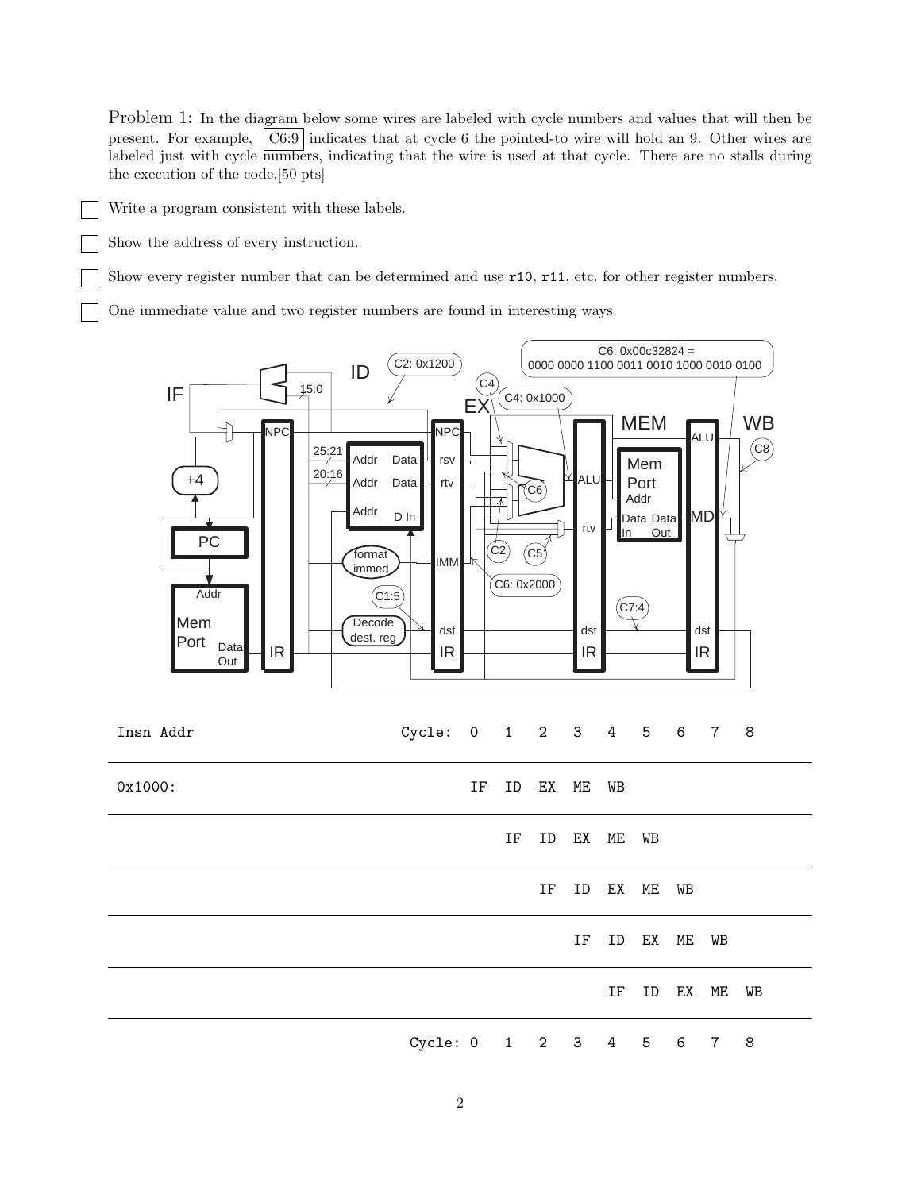Problem 1: In the diagram below some wires are labeled with cycle numbers and values that will then be present. For example, C6:9 indicates that at cycle 6 the pointed-to wire will hold an 9. Other wires are labeled just with cycle numbers, indicating that the wire is used at that cycle. There are no stalls during the execution of the code.[50 pts]

- [ ] Write a program consistent with these labels.
- [ ] Show the address of every instruction.
- [ ] Show every register number that can be determined and use `r10`, `r11`, etc. for other register numbers.
- [ ] One immediate value and two register numbers are found in interesting ways.

| Insn Addr | Cycle: 0 | 1 | 2 | 3 | 4 | 5 | 6 | 7 | 8 |
|---|---|---|---|---|---|---|---|---|---|
| 0x1000: | IF | ID | EX | ME | WB | | | | |
| | | IF | ID | EX | ME | WB | | | |
| | | | IF | ID | EX | ME | WB | | |
| | | | | IF | ID | EX | ME | WB | |
| | | | | | IF | ID | EX | ME | WB |
| | Cycle: 0 | 1 | 2 | 3 | 4 | 5 | 6 | 7 | 8 |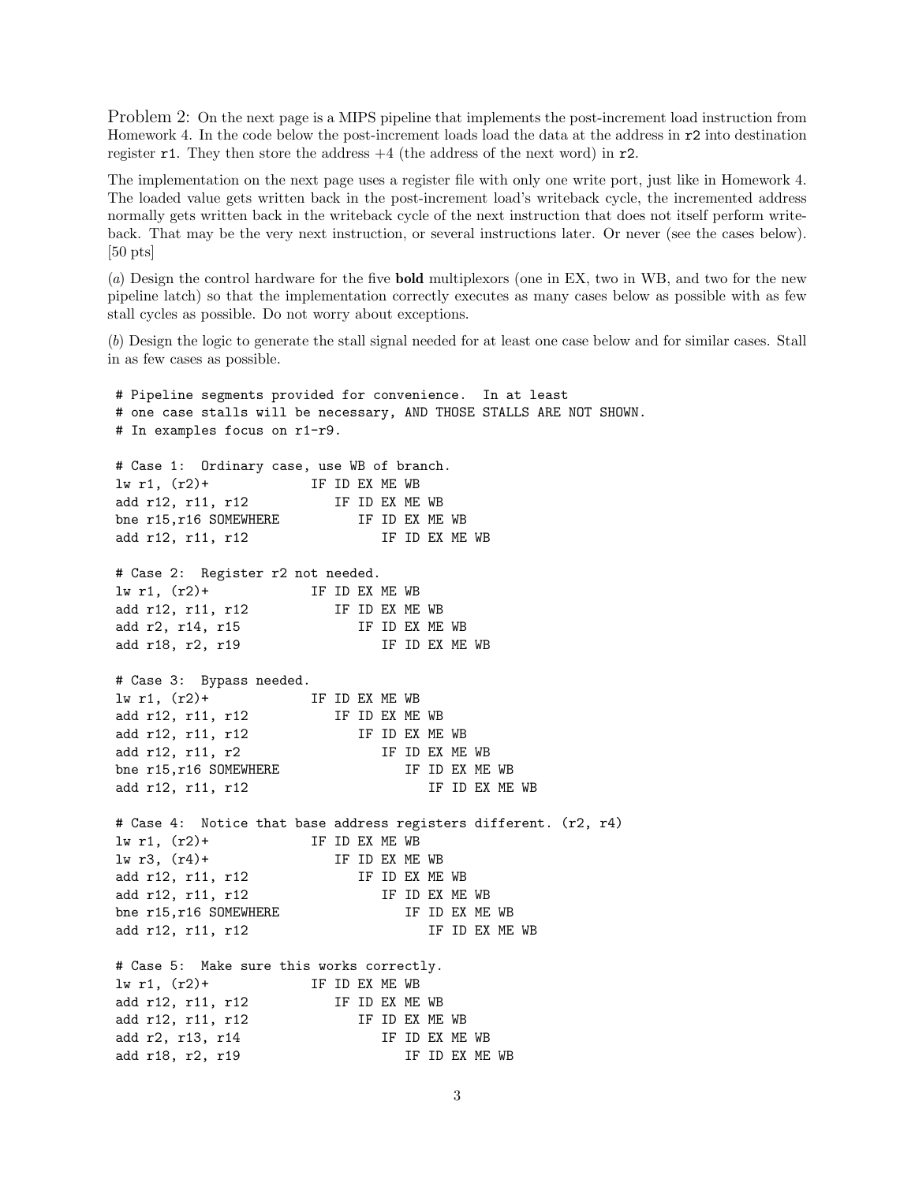Problem 2: On the next page is a MIPS pipeline that implements the post-increment load instruction from Homework 4. In the code below the post-increment loads load the data at the address in `r2` into destination register `r1`. They then store the address +4 (the address of the next word) in `r2`.

The implementation on the next page uses a register file with only one write port, just like in Homework 4. The loaded value gets written back in the post-increment load's writeback cycle, the incremented address normally gets written back in the writeback cycle of the next instruction that does not itself perform write-back. That may be the very next instruction, or several instructions later. Or never (see the cases below). [50 pts]

(*a*) Design the control hardware for the five **bold** multiplexors (one in EX, two in WB, and two for the new pipeline latch) so that the implementation correctly executes as many cases below as possible with as few stall cycles as possible. Do not worry about exceptions.

(*b*) Design the logic to generate the stall signal needed for at least one case below and for similar cases. Stall in as few cases as possible.

```
# Pipeline segments provided for convenience.  In at least
# one case stalls will be necessary, AND THOSE STALLS ARE NOT SHOWN.
# In examples focus on r1-r9.

# Case 1:  Ordinary case, use WB of branch.
lw r1, (r2)+            IF ID EX ME WB
add r12, r11, r12          IF ID EX ME WB
bne r15,r16 SOMEWHERE         IF ID EX ME WB
add r12, r11, r12                IF ID EX ME WB

# Case 2:  Register r2 not needed.
lw r1, (r2)+            IF ID EX ME WB
add r12, r11, r12          IF ID EX ME WB
add r2, r14, r15              IF ID EX ME WB
add r18, r2, r19                 IF ID EX ME WB

# Case 3:  Bypass needed.
lw r1, (r2)+            IF ID EX ME WB
add r12, r11, r12          IF ID EX ME WB
add r12, r11, r12             IF ID EX ME WB
add r12, r11, r2                 IF ID EX ME WB
bne r15,r16 SOMEWHERE               IF ID EX ME WB
add r12, r11, r12                      IF ID EX ME WB

# Case 4:  Notice that base address registers different. (r2, r4)
lw r1, (r2)+            IF ID EX ME WB
lw r3, (r4)+               IF ID EX ME WB
add r12, r11, r12             IF ID EX ME WB
add r12, r11, r12                IF ID EX ME WB
bne r15,r16 SOMEWHERE               IF ID EX ME WB
add r12, r11, r12                      IF ID EX ME WB

# Case 5:  Make sure this works correctly.
lw r1, (r2)+            IF ID EX ME WB
add r12, r11, r12          IF ID EX ME WB
add r12, r11, r12             IF ID EX ME WB
add r2, r13, r14                 IF ID EX ME WB
add r18, r2, r19                    IF ID EX ME WB
```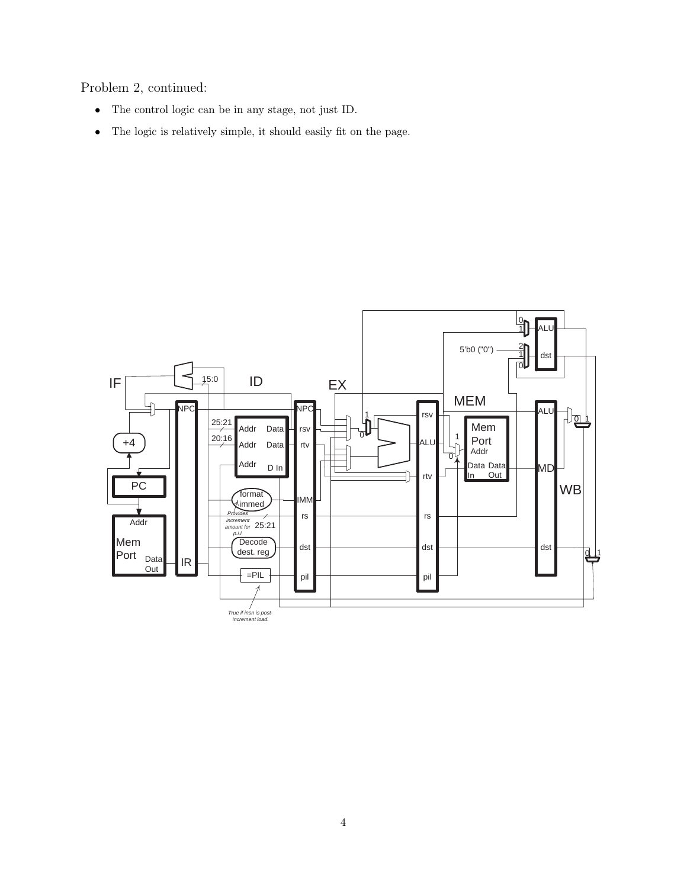Problem 2, continued:

- The control logic can be in any stage, not just ID.
- The logic is relatively simple, it should easily fit on the page.

IF

ID

EX

MEM

WB

15:0

NPC

NPC

+4

PC

Addr

Mem Port

Data Out

IR

25:21

20:16

Addr Data

Addr Data

Addr D In

rsv

rtv

format immed

Provides increment amount for p.i.l.

25:21

IMM

rs

Decode dest. reg

dst

=PIL

pil

True if insn is post-increment load.

1

0

rsv

ALU

rtv

rs

dst

pil

1

0

Mem Port

Addr

Data In

Data Out

ALU

MD

dst

0 1

0 1

0

1

ALU

2

1

0

5'b0 ("0")

dst